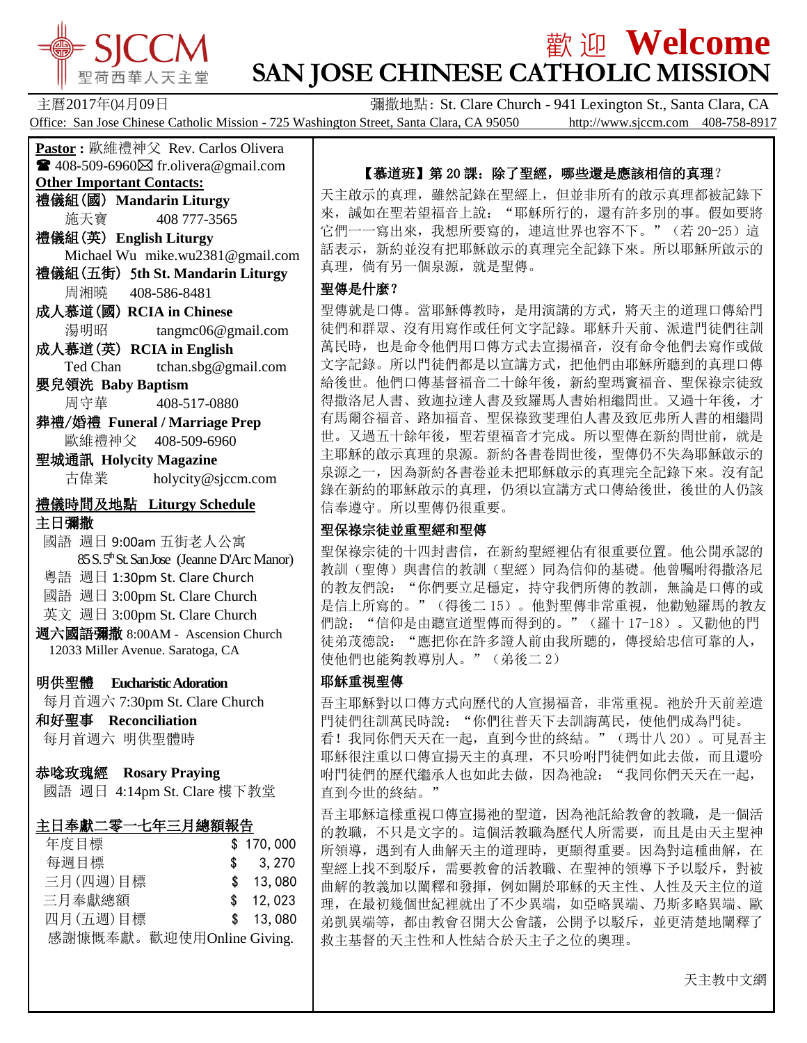# 歡迎 Welcome
# SAN JOSE CHINESE CATHOLIC MISSION

SJCCM 聖荷西華人天主堂

主曆2017年04月09日　　彌撒地點: St. Clare Church - 941 Lexington St., Santa Clara, CA

Office: San Jose Chinese Catholic Mission - 725 Washington Street, Santa Clara, CA 95050　http://www.sjccm.com　408-758-8917

**Pastor :** 歐維禮神父 Rev. Carlos Olivera
☎ 408-509-6960 ✉ fr.olivera@gmail.com

**Other Important Contacts:**

**禮儀組(國) Mandarin Liturgy**
施天寶　408 777-3565

**禮儀組(英) English Liturgy**
Michael Wu　mike.wu2381@gmail.com

**禮儀組(五街) 5th St. Mandarin Liturgy**
周湘曉　408-586-8481

**成人慕道(國) RCIA in Chinese**
湯明昭　tangmc06@gmail.com

**成人慕道(英) RCIA in English**
Ted Chan　tchan.sbg@gmail.com

**嬰兒領洗 Baby Baptism**
周守華　408-517-0880

**葬禮/婚禮 Funeral / Marriage Prep**
歐維禮神父　408-509-6960

**聖城通訊 Holycity Magazine**
古偉業　holycity@sjccm.com

**禮儀時間及地點 Liturgy Schedule**

**主日彌撒**
國語 週日 9:00am 五街老人公寓
85 S. 5th St. San Jose (Jeanne D'Arc Manor)
粵語 週日 1:30pm St. Clare Church
國語 週日 3:00pm St. Clare Church
英文 週日 3:00pm St. Clare Church
**週六國語彌撒** 8:00AM - Ascension Church
12033 Miller Avenue. Saratoga, CA

**明供聖體 Eucharistic Adoration**
每月首週六 7:30pm St. Clare Church

**和好聖事 Reconciliation**
每月首週六 明供聖體時

**恭唸玫瑰經 Rosary Praying**
國語 週日 4:14pm St. Clare 樓下教室

**主日奉獻二零一七年三月總額報告**

| | |
|---|---|
| 年度目標 | $ 170, 000 |
| 每週目標 | $ 3, 270 |
| 三月(四週)目標 | $ 13, 080 |
| 三月奉獻總額 | $ 12, 023 |
| 四月(五週)目標 | $ 13, 080 |

感謝慷慨奉獻。歡迎使用Online Giving.

## 【慕道班】第 20 課：除了聖經，哪些還是應該相信的真理?

天主啟示的真理，雖然記錄在聖經上，但並非所有的啟示真理都被記錄下來，誠如在聖若望福音上說："耶穌所行的，還有許多別的事。假如要將它們一一寫出來，我想所要寫的，連這世界也容不下。"（若 20-25）這話表示，新約並沒有把耶穌啟示的真理完全記錄下來。所以耶穌所啟示的真理，倘有另一個泉源，就是聖傳。

### 聖傳是什麼?

聖傳就是口傳。當耶穌傳教時，是用演講的方式，將天主的道理口傳給門徒們和群眾、沒有用寫作或任何文字記錄。耶穌升天前、派遣門徒們往訓萬民時，也是命令他們用口傳方式去宣揚福音，沒有命令他們去寫作或做文字記錄。所以門徒們都是以宣講方式，把他們由耶穌所聽到的真理口傳給後世。他們口傳基督福音二十餘年後，新約聖瑪竇福音、聖保祿宗徒致得撒洛尼人書、致迦拉達人書及致羅馬人書始相繼問世。又過十年後，才有馬爾谷福音、路加福音、聖保祿致斐理伯人書及致厄弗所人書的相繼問世。又過五十餘年後，聖若望福音才完成。所以聖傳在新約問世前，就是主耶穌的啟示真理的泉源。新約各書卷問世後，聖傳仍不失為耶穌啟示的泉源之一，因為新約各書卷並未把耶穌啟示的真理完全記錄下來。沒有記錄在新約的耶穌啟示的真理，仍須以宣講方式口傳給後世，後世的人仍該信奉遵守。所以聖傳仍很重要。

### 聖保祿宗徒並重聖經和聖傳

聖保祿宗徒的十四封書信，在新約聖經裡佔有很重要位置。他公開承認的教訓（聖傳）與書信的教訓（聖經）同為信仰的基礎。他曾囑咐得撒洛尼的教友們說："你們要立足穩定，持守我們所傳的教訓，無論是口傳的或是信上所寫的。"（得後二 15）。他對聖傳非常重視，他勸勉羅馬的教友們說："信仰是由聽宣道聖傳而得到的。"（羅十 17-18）。又勸他的門徒弟茂德說："應把你在許多證人前由我所聽的，傳授給忠信可靠的人，使他們也能夠教導別人。"（弟後二 2）

### 耶穌重視聖傳

吾主耶穌對以口傳方式向歷代的人宣揚福音，非常重視。祂於升天前差遣門徒們往訓萬民時說："你們往普天下去訓誨萬民，使他們成為門徒。看！我同你們天天在一起，直到今世的終結。"（瑪廿八 20）。可見吾主耶穌很注重以口傳宣揚天主的真理，不只吩咐門徒們如此去做，而且還吩咐門徒們的歷代繼承人也如此去做，因為祂說："我同你們天天在一起，直到今世的終結。"

吾主耶穌這樣重視口傳宣揚祂的聖道，因為祂託給教會的教職，是一個活的教職，不只是文字的。這個活教職為歷代人所需要，而且是由天主聖神所領導，遇到有人曲解天主的道理時，更顯得重要。因為對這種曲解，在聖經上找不到駁斥，需要教會的活教職、在聖神的領導下予以駁斥，對被曲解的教義加以闡釋和發揮，例如關於耶穌的天主性、人性及天主位的道理，在最初幾個世紀裡就出了不少異端，如亞略異端、乃斯多略異端、歐弟凱異端等，都由教會召開大公會議，公開予以駁斥，並更清楚地闡釋了救主基督的天主性和人性結合於天主子之位的奧理。

天主教中文網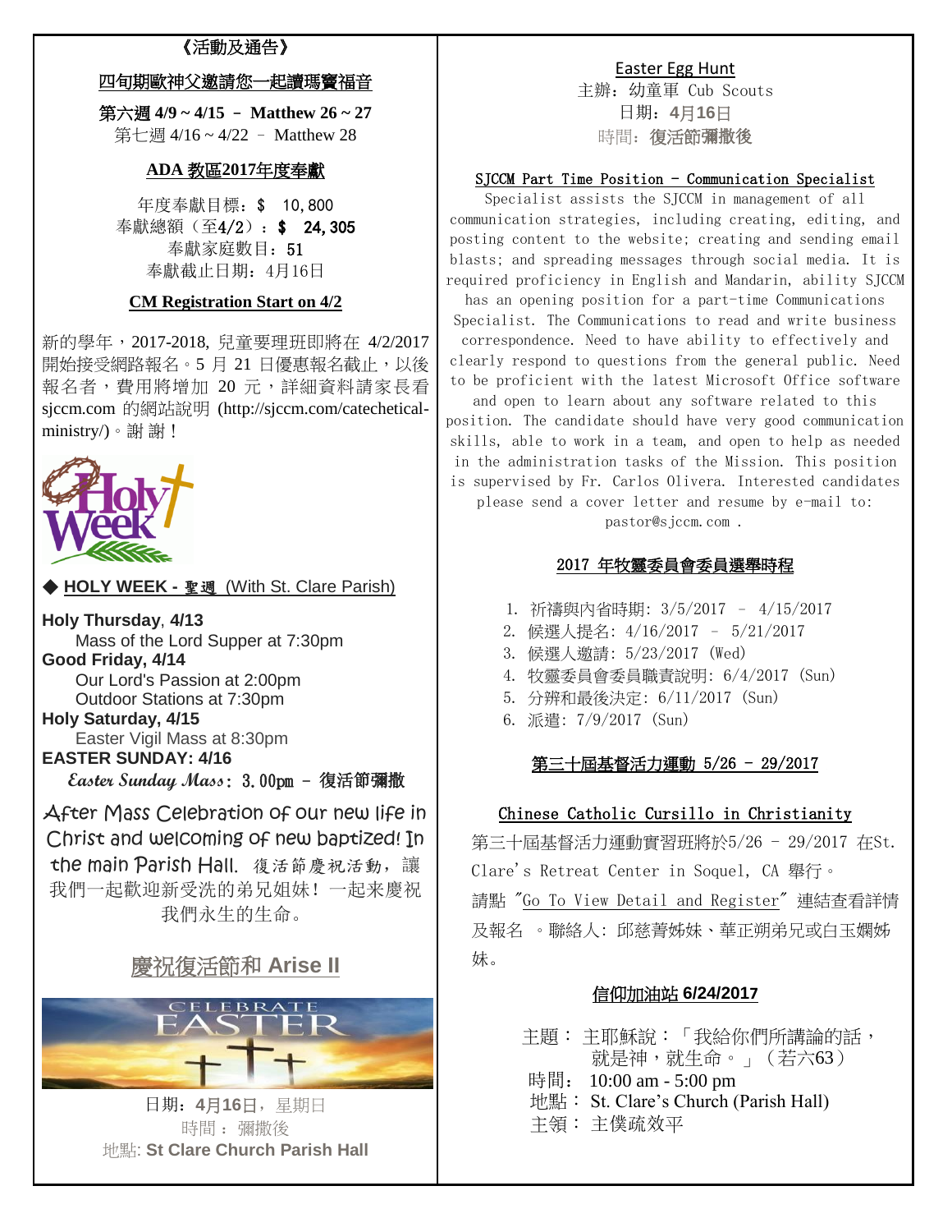# 《活動及通告》

## 四旬期歐神父邀請您一起讀瑪竇福音

**第六週 4/9 ~ 4/15 – Matthew 26 ~ 27**

第七週 4/16 ~ 4/22 – Matthew 28

## ADA 教區2017年度奉獻

年度奉獻目標：$ 10,800

奉獻總額（至4/2）：**$ 24,305**

奉獻家庭數目：**51**

奉獻截止日期：4月16日

## CM Registration Start on 4/2

新的學年，2017-2018, 兒童要理班即將在 4/2/2017 開始接受網路報名。5 月 21 日優惠報名截止，以後報名者，費用將增加 20 元，詳細資料請家長看 sjccm.com 的網站說明 (http://sjccm.com/catechetical-ministry/)。謝 謝！

## ◆ HOLY WEEK - 聖週 (With St. Clare Parish)

**Holy Thursday**, **4/13**
Mass of the Lord Supper at 7:30pm

**Good Friday, 4/14**
Our Lord's Passion at 2:00pm
Outdoor Stations at 7:30pm

**Holy Saturday, 4/15**
Easter Vigil Mass at 8:30pm

**EASTER SUNDAY: 4/16**
*Easter Sunday Mass*: 3.00pm – 復活節彌撒

After Mass Celebration of our new life in Christ and welcoming of new baptized! In the main Parish Hall. 復活節慶祝活動，讓我們一起歡迎新受洗的弟兄姐妹！一起来慶祝我們永生的生命。

## 慶祝復活節和 Arise II

日期：**4月16日**，星期日

時間：彌撒後

地點: **St Clare Church Parish Hall**

## Easter Egg Hunt

主辦：幼童軍 Cub Scouts

日期：**4月16日**

時間：**復活節彌撒後**

## SJCCM Part Time Position – Communication Specialist

Specialist assists the SJCCM in management of all communication strategies, including creating, editing, and posting content to the website; creating and sending email blasts; and spreading messages through social media. It is required proficiency in English and Mandarin, ability SJCCM has an opening position for a part-time Communications Specialist. The Communications to read and write business correspondence. Need to have ability to effectively and clearly respond to questions from the general public. Need to be proficient with the latest Microsoft Office software and open to learn about any software related to this position. The candidate should have very good communication skills, able to work in a team, and open to help as needed in the administration tasks of the Mission. This position is supervised by Fr. Carlos Olivera. Interested candidates please send a cover letter and resume by e-mail to: pastor@sjccm.com .

## 2017 年牧靈委員會委員選舉時程

1. 祈禱與內省時期: 3/5/2017 – 4/15/2017
2. 候選人提名: 4/16/2017 – 5/21/2017
3. 候選人邀請: 5/23/2017 (Wed)
4. 牧靈委員會委員職責說明: 6/4/2017 (Sun)
5. 分辨和最後決定: 6/11/2017 (Sun)
6. 派遣: 7/9/2017 (Sun)

## 第三十屆基督活力運動 5/26 – 29/2017

## Chinese Catholic Cursillo in Christianity

第三十屆基督活力運動實習班將於5/26 – 29/2017 在St. Clare's Retreat Center in Soquel, CA 舉行。
請點 "Go To View Detail and Register" 連結查看詳情及報名 。聯絡人: 邱慈菁姊妹、華正朔弟兄或白玉嫻姊妹。

## 信仰加油站 6/24/2017

主題： 主耶穌說：「我給你們所講論的話，就是神，就是生命。」（若六63）

時間： 10:00 am - 5:00 pm

地點： St. Clare's Church (Parish Hall)

主領： 主僕疏效平